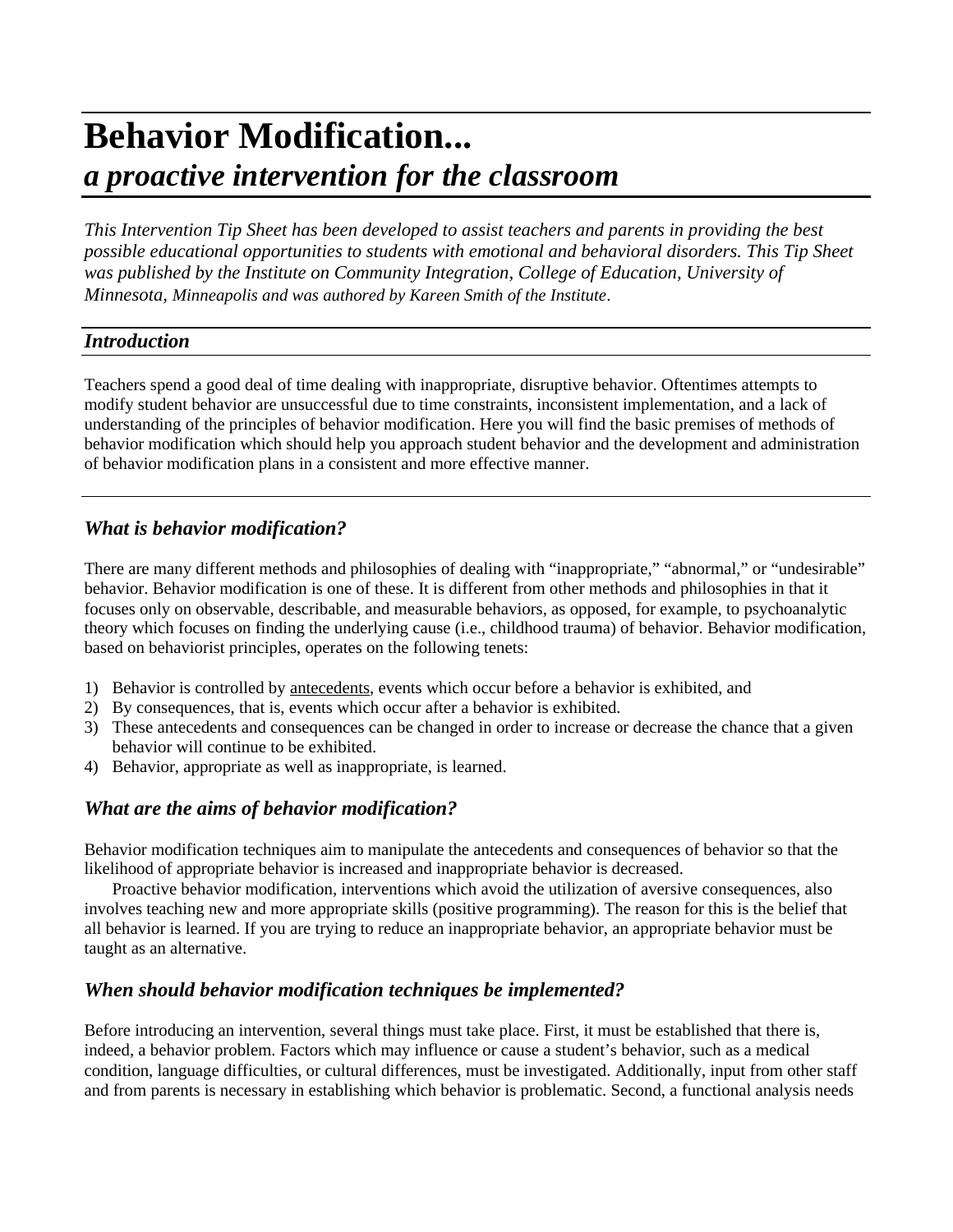# Behavior Modification...
## *a proactive intervention for the classroom*

*This Intervention Tip Sheet has been developed to assist teachers and parents in providing the best possible educational opportunities to students with emotional and behavioral disorders. This Tip Sheet was published by the Institute on Community Integration, College of Education, University of Minnesota, Minneapolis and was authored by Kareen Smith of the Institute.*

### *Introduction*

Teachers spend a good deal of time dealing with inappropriate, disruptive behavior. Oftentimes attempts to modify student behavior are unsuccessful due to time constraints, inconsistent implementation, and a lack of understanding of the principles of behavior modification. Here you will find the basic premises of methods of behavior modification which should help you approach student behavior and the development and administration of behavior modification plans in a consistent and more effective manner.

### *What is behavior modification?*

There are many different methods and philosophies of dealing with "inappropriate," "abnormal," or "undesirable" behavior. Behavior modification is one of these. It is different from other methods and philosophies in that it focuses only on observable, describable, and measurable behaviors, as opposed, for example, to psychoanalytic theory which focuses on finding the underlying cause (i.e., childhood trauma) of behavior. Behavior modification, based on behaviorist principles, operates on the following tenets:

1) Behavior is controlled by antecedents, events which occur before a behavior is exhibited, and
2) By consequences, that is, events which occur after a behavior is exhibited.
3) These antecedents and consequences can be changed in order to increase or decrease the chance that a given behavior will continue to be exhibited.
4) Behavior, appropriate as well as inappropriate, is learned.

### *What are the aims of behavior modification?*

Behavior modification techniques aim to manipulate the antecedents and consequences of behavior so that the likelihood of appropriate behavior is increased and inappropriate behavior is decreased.

Proactive behavior modification, interventions which avoid the utilization of aversive consequences, also involves teaching new and more appropriate skills (positive programming). The reason for this is the belief that all behavior is learned. If you are trying to reduce an inappropriate behavior, an appropriate behavior must be taught as an alternative.

### *When should behavior modification techniques be implemented?*

Before introducing an intervention, several things must take place. First, it must be established that there is, indeed, a behavior problem. Factors which may influence or cause a student's behavior, such as a medical condition, language difficulties, or cultural differences, must be investigated. Additionally, input from other staff and from parents is necessary in establishing which behavior is problematic. Second, a functional analysis needs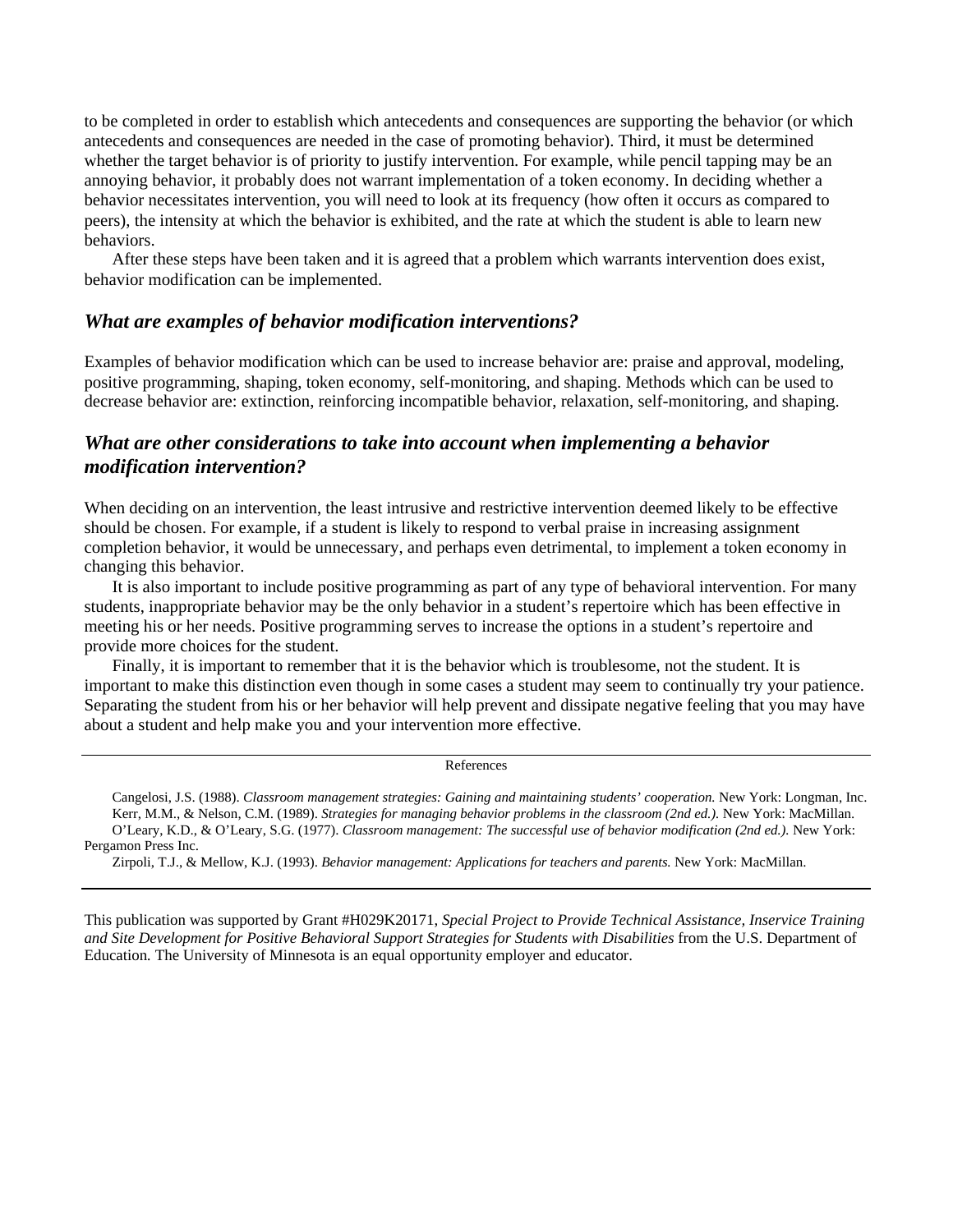to be completed in order to establish which antecedents and consequences are supporting the behavior (or which antecedents and consequences are needed in the case of promoting behavior). Third, it must be determined whether the target behavior is of priority to justify intervention. For example, while pencil tapping may be an annoying behavior, it probably does not warrant implementation of a token economy. In deciding whether a behavior necessitates intervention, you will need to look at its frequency (how often it occurs as compared to peers), the intensity at which the behavior is exhibited, and the rate at which the student is able to learn new behaviors.

After these steps have been taken and it is agreed that a problem which warrants intervention does exist, behavior modification can be implemented.

### *What are examples of behavior modification interventions?*

Examples of behavior modification which can be used to increase behavior are: praise and approval, modeling, positive programming, shaping, token economy, self-monitoring, and shaping. Methods which can be used to decrease behavior are: extinction, reinforcing incompatible behavior, relaxation, self-monitoring, and shaping.

### *What are other considerations to take into account when implementing a behavior modification intervention?*

When deciding on an intervention, the least intrusive and restrictive intervention deemed likely to be effective should be chosen. For example, if a student is likely to respond to verbal praise in increasing assignment completion behavior, it would be unnecessary, and perhaps even detrimental, to implement a token economy in changing this behavior.

It is also important to include positive programming as part of any type of behavioral intervention. For many students, inappropriate behavior may be the only behavior in a student's repertoire which has been effective in meeting his or her needs. Positive programming serves to increase the options in a student's repertoire and provide more choices for the student.

Finally, it is important to remember that it is the behavior which is troublesome, not the student. It is important to make this distinction even though in some cases a student may seem to continually try your patience. Separating the student from his or her behavior will help prevent and dissipate negative feeling that you may have about a student and help make you and your intervention more effective.

---

References

Cangelosi, J.S. (1988). *Classroom management strategies: Gaining and maintaining students' cooperation.* New York: Longman, Inc.

Kerr, M.M., & Nelson, C.M. (1989). *Strategies for managing behavior problems in the classroom (2nd ed.).* New York: MacMillan.

O'Leary, K.D., & O'Leary, S.G. (1977). *Classroom management: The successful use of behavior modification (2nd ed.).* New York: Pergamon Press Inc.

Zirpoli, T.J., & Mellow, K.J. (1993). *Behavior management: Applications for teachers and parents.* New York: MacMillan.

---

This publication was supported by Grant #H029K20171, *Special Project to Provide Technical Assistance, Inservice Training and Site Development for Positive Behavioral Support Strategies for Students with Disabilities* from the U.S. Department of Education. The University of Minnesota is an equal opportunity employer and educator.